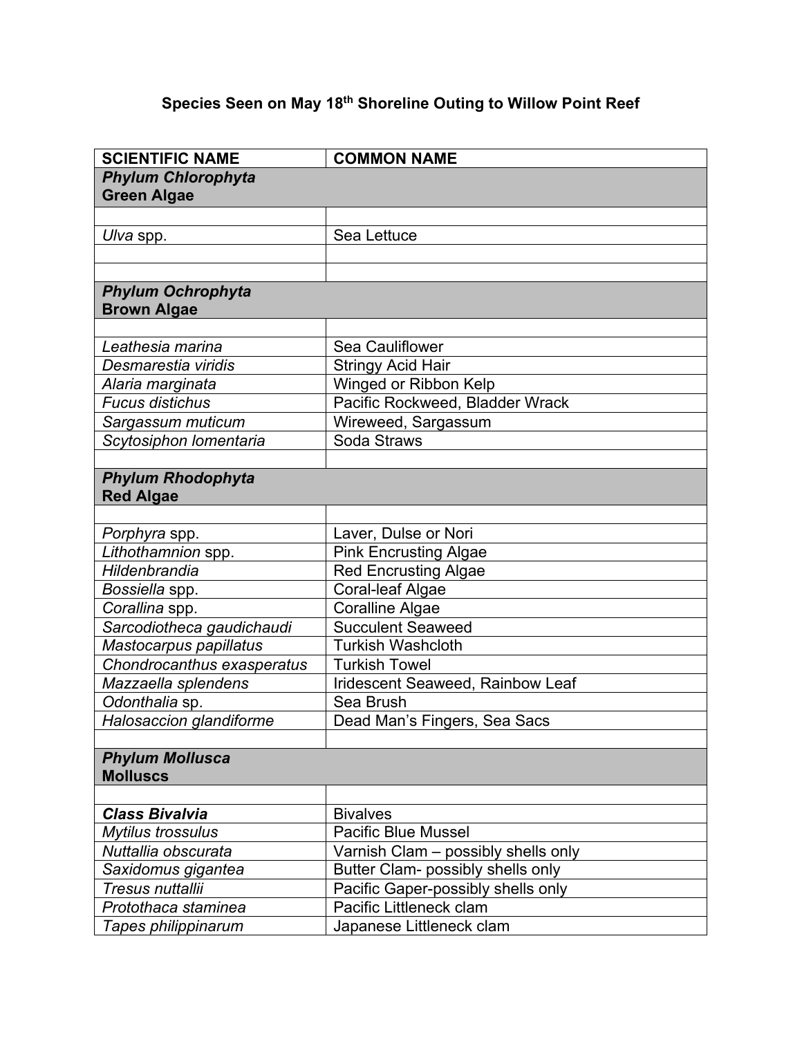# Species Seen on May 18th Shoreline Outing to Willow Point Reef

| SCIENTIFIC NAME | COMMON NAME |
|---|---|
| ***Phylum Chlorophyta*** **Green Algae** | |
| | |
| *Ulva* spp. | Sea Lettuce |
| | |
| | |
| ***Phylum Ochrophyta*** **Brown Algae** | |
| | |
| *Leathesia marina* | Sea Cauliflower |
| *Desmarestia viridis* | Stringy Acid Hair |
| *Alaria marginata* | Winged or Ribbon Kelp |
| *Fucus distichus* | Pacific Rockweed, Bladder Wrack |
| *Sargassum muticum* | Wireweed, Sargassum |
| *Scytosiphon lomentaria* | Soda Straws |
| | |
| ***Phylum Rhodophyta*** **Red Algae** | |
| | |
| *Porphyra* spp. | Laver, Dulse or Nori |
| *Lithothamnion* spp. | Pink Encrusting Algae |
| *Hildenbrandia* | Red Encrusting Algae |
| *Bossiella* spp. | Coral-leaf Algae |
| *Corallina* spp. | Coralline Algae |
| *Sarcodiotheca gaudichaudi* | Succulent Seaweed |
| *Mastocarpus papillatus* | Turkish Washcloth |
| *Chondrocanthus exasperatus* | Turkish Towel |
| *Mazzaella splendens* | Iridescent Seaweed, Rainbow Leaf |
| *Odonthalia* sp. | Sea Brush |
| *Halosaccion glandiforme* | Dead Man's Fingers, Sea Sacs |
| | |
| ***Phylum Mollusca*** **Molluscs** | |
| | |
| ***Class Bivalvia*** | Bivalves |
| *Mytilus trossulus* | Pacific Blue Mussel |
| *Nuttallia obscurata* | Varnish Clam – possibly shells only |
| *Saxidomus gigantea* | Butter Clam- possibly shells only |
| *Tresus nuttallii* | Pacific Gaper-possibly shells only |
| *Protothaca staminea* | Pacific Littleneck clam |
| *Tapes philippinarum* | Japanese Littleneck clam |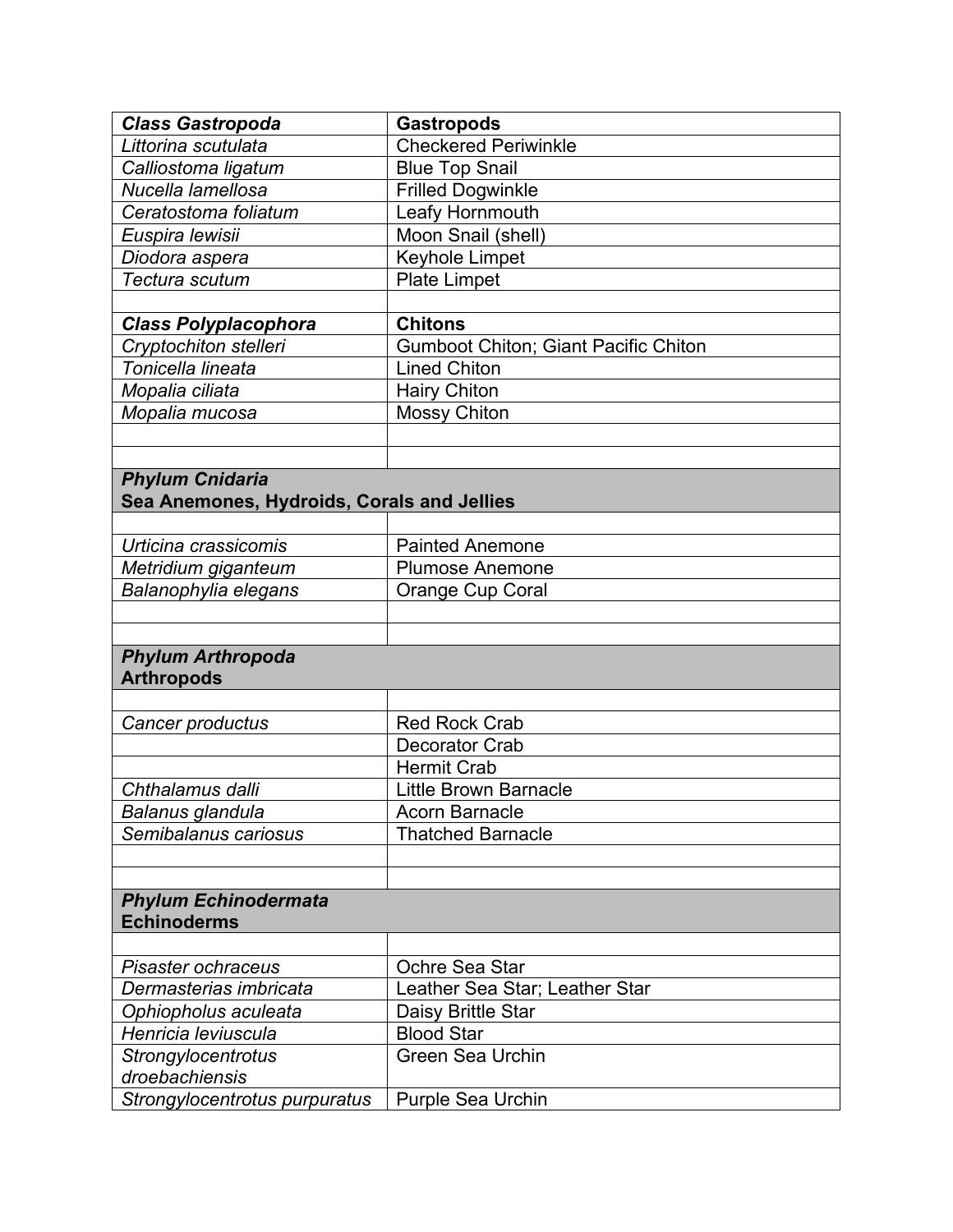| *Class Gastropoda* | **Gastropods** |
|---|---|
| *Littorina scutulata* | Checkered Periwinkle |
| *Calliostoma ligatum* | Blue Top Snail |
| *Nucella lamellosa* | Frilled Dogwinkle |
| *Ceratostoma foliatum* | Leafy Hornmouth |
| *Euspira lewisii* | Moon Snail (shell) |
| *Diodora aspera* | Keyhole Limpet |
| *Tectura scutum* | Plate Limpet |
| | |
| ***Class Polyplacophora*** | **Chitons** |
| *Cryptochiton stelleri* | Gumboot Chiton; Giant Pacific Chiton |
| *Tonicella lineata* | Lined Chiton |
| *Mopalia ciliata* | Hairy Chiton |
| *Mopalia mucosa* | Mossy Chiton |
| | |
| | |
| ***Phylum Cnidaria*** **Sea Anemones, Hydroids, Corals and Jellies** | |
| | |
| *Urticina crassicornis* | Painted Anemone |
| *Metridium giganteum* | Plumose Anemone |
| *Balanophylia elegans* | Orange Cup Coral |
| | |
| | |
| ***Phylum Arthropoda*** **Arthropods** | |
| | |
| *Cancer productus* | Red Rock Crab |
| | Decorator Crab |
| | Hermit Crab |
| *Chthalamus dalli* | Little Brown Barnacle |
| *Balanus glandula* | Acorn Barnacle |
| *Semibalanus cariosus* | Thatched Barnacle |
| | |
| | |
| ***Phylum Echinodermata*** **Echinoderms** | |
| | |
| *Pisaster ochraceus* | Ochre Sea Star |
| *Dermasterias imbricata* | Leather Sea Star; Leather Star |
| *Ophiopholus aculeata* | Daisy Brittle Star |
| *Henricia leviuscula* | Blood Star |
| *Strongylocentrotus droebachiensis* | Green Sea Urchin |
| *Strongylocentrotus purpuratus* | Purple Sea Urchin |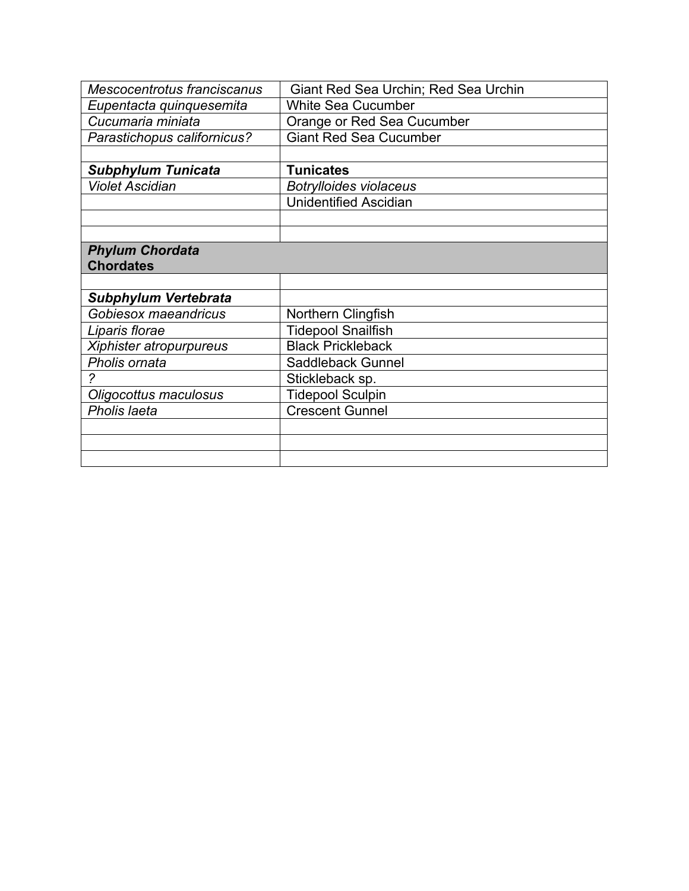| | |
|---|---|
| *Mescocentrotus franciscanus* | Giant Red Sea Urchin; Red Sea Urchin |
| *Eupentacta quinquesemita* | White Sea Cucumber |
| *Cucumaria miniata* | Orange or Red Sea Cucumber |
| *Parastichopus californicus?* | Giant Red Sea Cucumber |
| | |
| ***Subphylum Tunicata*** | **Tunicates** |
| *Violet Ascidian* | *Botrylloides violaceus* |
| | Unidentified Ascidian |
| | |
| | |
| ***Phylum Chordata*** **Chordates** | |
| | |
| ***Subphylum Vertebrata*** | |
| *Gobiesox maeandricus* | Northern Clingfish |
| *Liparis florae* | Tidepool Snailfish |
| *Xiphister atropurpureus* | Black Prickleback |
| *Pholis ornata* | Saddleback Gunnel |
| *?* | Stickleback sp. |
| *Oligocottus maculosus* | Tidepool Sculpin |
| *Pholis laeta* | Crescent Gunnel |
| | |
| | |
| | |